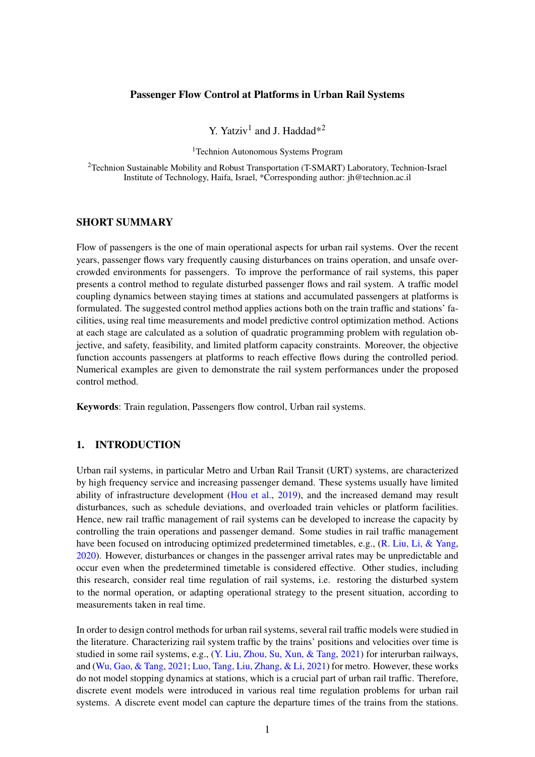# Passenger Flow Control at Platforms in Urban Rail Systems

Y. Yatziv[1] and J. Haddad*[2]

[1]Technion Autonomous Systems Program

[2]Technion Sustainable Mobility and Robust Transportation (T-SMART) Laboratory, Technion-Israel Institute of Technology, Haifa, Israel, *Corresponding author: jh@technion.ac.il

## SHORT SUMMARY

Flow of passengers is the one of main operational aspects for urban rail systems. Over the recent years, passenger flows vary frequently causing disturbances on trains operation, and unsafe overcrowded environments for passengers. To improve the performance of rail systems, this paper presents a control method to regulate disturbed passenger flows and rail system. A traffic model coupling dynamics between staying times at stations and accumulated passengers at platforms is formulated. The suggested control method applies actions both on the train traffic and stations' facilities, using real time measurements and model predictive control optimization method. Actions at each stage are calculated as a solution of quadratic programming problem with regulation objective, and safety, feasibility, and limited platform capacity constraints. Moreover, the objective function accounts passengers at platforms to reach effective flows during the controlled period. Numerical examples are given to demonstrate the rail system performances under the proposed control method.

**Keywords**: Train regulation, Passengers flow control, Urban rail systems.

## 1. INTRODUCTION

Urban rail systems, in particular Metro and Urban Rail Transit (URT) systems, are characterized by high frequency service and increasing passenger demand. These systems usually have limited ability of infrastructure development (Hou et al., 2019), and the increased demand may result disturbances, such as schedule deviations, and overloaded train vehicles or platform facilities. Hence, new rail traffic management of rail systems can be developed to increase the capacity by controlling the train operations and passenger demand. Some studies in rail traffic management have been focused on introducing optimized predetermined timetables, e.g., (R. Liu, Li, & Yang, 2020). However, disturbances or changes in the passenger arrival rates may be unpredictable and occur even when the predetermined timetable is considered effective. Other studies, including this research, consider real time regulation of rail systems, i.e. restoring the disturbed system to the normal operation, or adapting operational strategy to the present situation, according to measurements taken in real time.

In order to design control methods for urban rail systems, several rail traffic models were studied in the literature. Characterizing rail system traffic by the trains' positions and velocities over time is studied in some rail systems, e.g., (Y. Liu, Zhou, Su, Xun, & Tang, 2021) for interurban railways, and (Wu, Gao, & Tang, 2021; Luo, Tang, Liu, Zhang, & Li, 2021) for metro. However, these works do not model stopping dynamics at stations, which is a crucial part of urban rail traffic. Therefore, discrete event models were introduced in various real time regulation problems for urban rail systems. A discrete event model can capture the departure times of the trains from the stations.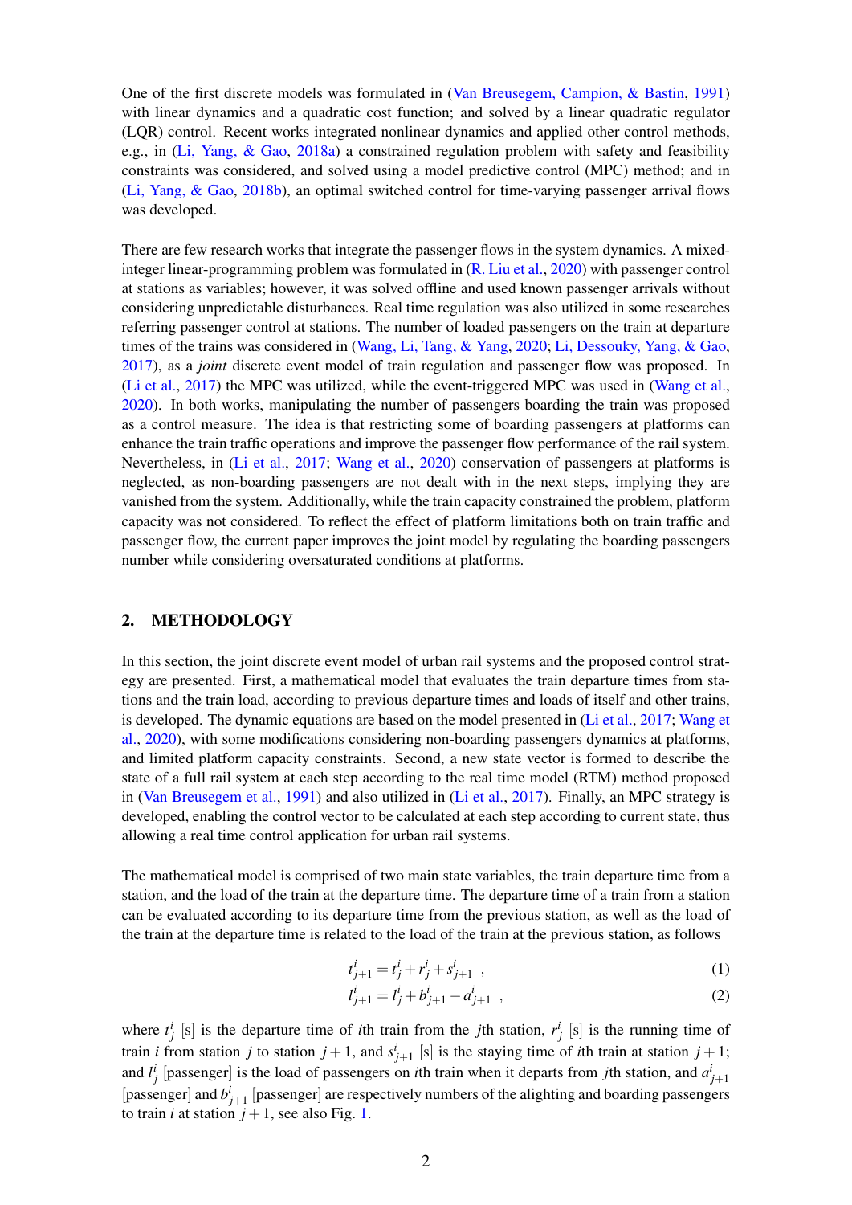One of the first discrete models was formulated in (Van Breusegem, Campion, & Bastin, 1991) with linear dynamics and a quadratic cost function; and solved by a linear quadratic regulator (LQR) control. Recent works integrated nonlinear dynamics and applied other control methods, e.g., in (Li, Yang, & Gao, 2018a) a constrained regulation problem with safety and feasibility constraints was considered, and solved using a model predictive control (MPC) method; and in (Li, Yang, & Gao, 2018b), an optimal switched control for time-varying passenger arrival flows was developed.

There are few research works that integrate the passenger flows in the system dynamics. A mixed-integer linear-programming problem was formulated in (R. Liu et al., 2020) with passenger control at stations as variables; however, it was solved offline and used known passenger arrivals without considering unpredictable disturbances. Real time regulation was also utilized in some researches referring passenger control at stations. The number of loaded passengers on the train at departure times of the trains was considered in (Wang, Li, Tang, & Yang, 2020; Li, Dessouky, Yang, & Gao, 2017), as a *joint* discrete event model of train regulation and passenger flow was proposed. In (Li et al., 2017) the MPC was utilized, while the event-triggered MPC was used in (Wang et al., 2020). In both works, manipulating the number of passengers boarding the train was proposed as a control measure. The idea is that restricting some of boarding passengers at platforms can enhance the train traffic operations and improve the passenger flow performance of the rail system. Nevertheless, in (Li et al., 2017; Wang et al., 2020) conservation of passengers at platforms is neglected, as non-boarding passengers are not dealt with in the next steps, implying they are vanished from the system. Additionally, while the train capacity constrained the problem, platform capacity was not considered. To reflect the effect of platform limitations both on train traffic and passenger flow, the current paper improves the joint model by regulating the boarding passengers number while considering oversaturated conditions at platforms.

## 2. METHODOLOGY

In this section, the joint discrete event model of urban rail systems and the proposed control strategy are presented. First, a mathematical model that evaluates the train departure times from stations and the train load, according to previous departure times and loads of itself and other trains, is developed. The dynamic equations are based on the model presented in (Li et al., 2017; Wang et al., 2020), with some modifications considering non-boarding passengers dynamics at platforms, and limited platform capacity constraints. Second, a new state vector is formed to describe the state of a full rail system at each step according to the real time model (RTM) method proposed in (Van Breusegem et al., 1991) and also utilized in (Li et al., 2017). Finally, an MPC strategy is developed, enabling the control vector to be calculated at each step according to current state, thus allowing a real time control application for urban rail systems.

The mathematical model is comprised of two main state variables, the train departure time from a station, and the load of the train at the departure time. The departure time of a train from a station can be evaluated according to its departure time from the previous station, as well as the load of the train at the departure time is related to the load of the train at the previous station, as follows

$$t^i_{j+1} = t^i_j + r^i_j + s^i_{j+1} \ , \tag{1}$$

$$l^i_{j+1} = l^i_j + b^i_{j+1} - a^i_{j+1} \ , \tag{2}$$

where $t^i_j$ [s] is the departure time of $i$th train from the $j$th station, $r^i_j$ [s] is the running time of train $i$ from station $j$ to station $j+1$, and $s^i_{j+1}$ [s] is the staying time of $i$th train at station $j+1$; and $l^i_j$ [passenger] is the load of passengers on $i$th train when it departs from $j$th station, and $a^i_{j+1}$ [passenger] and $b^i_{j+1}$ [passenger] are respectively numbers of the alighting and boarding passengers to train $i$ at station $j+1$, see also Fig. 1.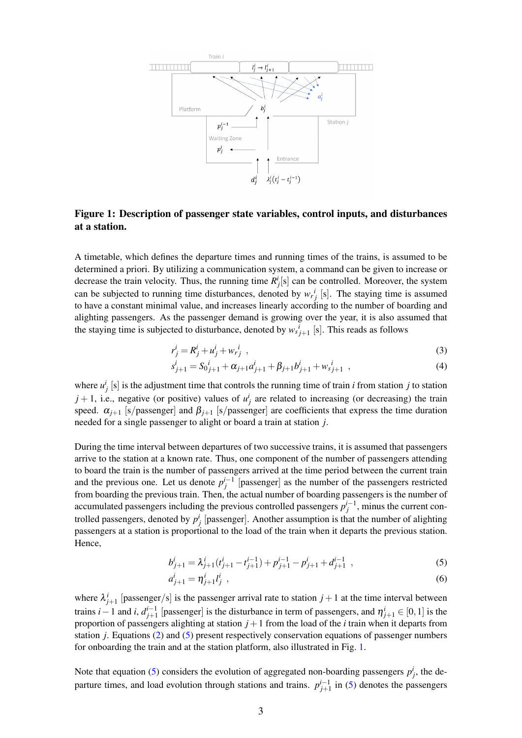**Figure 1: Description of passenger state variables, control inputs, and disturbances at a station.**

A timetable, which defines the departure times and running times of the trains, is assumed to be determined a priori. By utilizing a communication system, a command can be given to increase or decrease the train velocity. Thus, the running time $R^i_j$[s] can be controlled. Moreover, the system can be subjected to running time disturbances, denoted by ${w_r}^i_j$ [s]. The staying time is assumed to have a constant minimal value, and increases linearly according to the number of boarding and alighting passengers. As the passenger demand is growing over the year, it is also assumed that the staying time is subjected to disturbance, denoted by ${w_s}^i_{j+1}$ [s]. This reads as follows

$$r^i_j = R^i_j + u^i_j + {w_r}^i_j \ , \tag{3}$$

$$s^i_{j+1} = {S_0}^i_{j+1} + \alpha_{j+1} a^i_{j+1} + \beta_{j+1} b^i_{j+1} + {w_s}^i_{j+1} \ , \tag{4}$$

where $u^i_j$ [s] is the adjustment time that controls the running time of train $i$ from station $j$ to station $j+1$, i.e., negative (or positive) values of $u^i_j$ are related to increasing (or decreasing) the train speed. $\alpha_{j+1}$ [s/passenger] and $\beta_{j+1}$ [s/passenger] are coefficients that express the time duration needed for a single passenger to alight or board a train at station $j$.

During the time interval between departures of two successive trains, it is assumed that passengers arrive to the station at a known rate. Thus, one component of the number of passengers attending to board the train is the number of passengers arrived at the time period between the current train and the previous one. Let us denote $p^{i-1}_j$ [passenger] as the number of the passengers restricted from boarding the previous train. Then, the actual number of boarding passengers is the number of accumulated passengers including the previous controlled passengers $p^{i-1}_j$, minus the current controlled passengers, denoted by $p^i_j$ [passenger]. Another assumption is that the number of alighting passengers at a station is proportional to the load of the train when it departs the previous station. Hence,

$$b^i_{j+1} = \lambda^i_{j+1}(t^i_{j+1} - t^{i-1}_{j+1}) + p^{i-1}_{j+1} - p^i_{j+1} + d^{i-1}_{j+1} \ , \tag{5}$$

$$a^i_{j+1} = \eta^i_{j+1} l^i_j \ , \tag{6}$$

where $\lambda^i_{j+1}$ [passenger/s] is the passenger arrival rate to station $j+1$ at the time interval between trains $i-1$ and $i$, $d^{i-1}_{j+1}$ [passenger] is the disturbance in term of passengers, and $\eta^i_{j+1} \in [0,1]$ is the proportion of passengers alighting at station $j+1$ from the load of the $i$ train when it departs from station $j$. Equations (2) and (5) present respectively conservation equations of passenger numbers for onboarding the train and at the station platform, also illustrated in Fig. 1.

Note that equation (5) considers the evolution of aggregated non-boarding passengers $p^i_j$, the departure times, and load evolution through stations and trains. $p^{i-1}_{j+1}$ in (5) denotes the passengers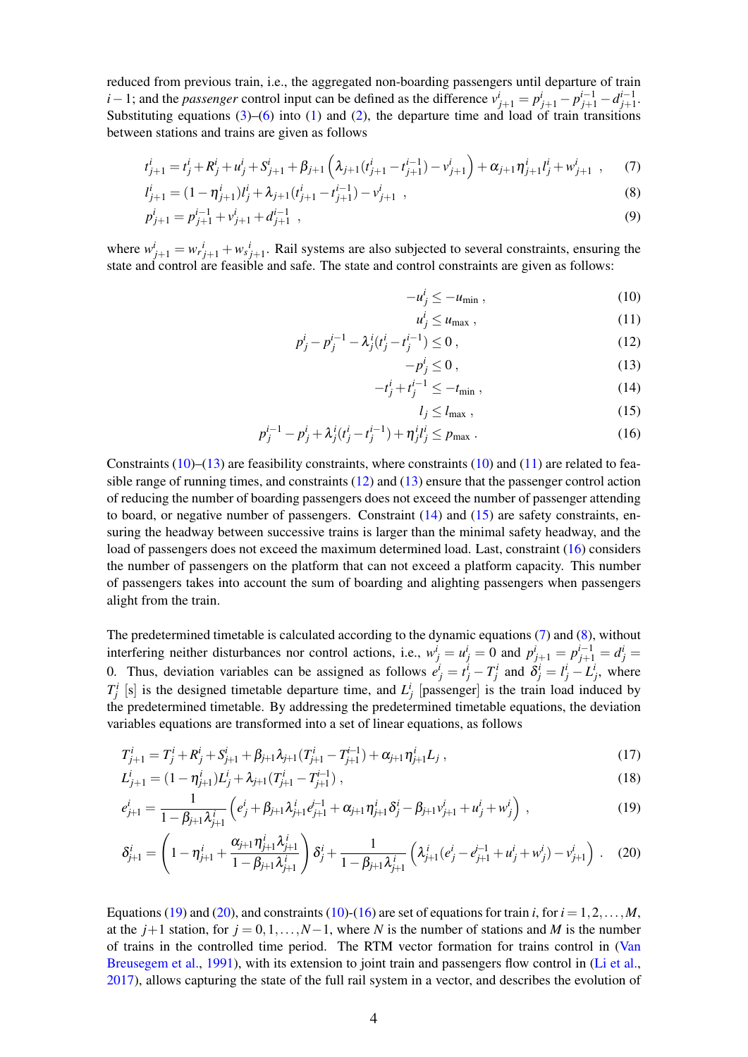reduced from previous train, i.e., the aggregated non-boarding passengers until departure of train $i-1$; and the *passenger* control input can be defined as the difference $v^i_{j+1} = p^i_{j+1} - p^{i-1}_{j+1} - d^{i-1}_{j+1}$. Substituting equations (3)–(6) into (1) and (2), the departure time and load of train transitions between stations and trains are given as follows

$$t^i_{j+1} = t^i_j + R^i_j + u^i_j + S^i_{j+1} + \beta_{j+1}\left(\lambda_{j+1}(t^i_{j+1} - t^{i-1}_{j+1}) - v^i_{j+1}\right) + \alpha_{j+1}\eta^i_{j+1} l^i_j + w^i_{j+1} \ , \tag{7}$$

$$l^i_{j+1} = (1-\eta^i_{j+1}) l^i_j + \lambda_{j+1}(t^i_{j+1} - t^{i-1}_{j+1}) - v^i_{j+1} \ , \tag{8}$$

$$p^i_{j+1} = p^{i-1}_{j+1} + v^i_{j+1} + d^{i-1}_{j+1} \ , \tag{9}$$

where $w^i_{j+1} = {w_r}^i_{j+1} + {w_s}^i_{j+1}$. Rail systems are also subjected to several constraints, ensuring the state and control are feasible and safe. The state and control constraints are given as follows:

$$-u^i_j \leq -u_{\min} \ , \tag{10}$$

$$u^i_j \leq u_{\max} \ , \tag{11}$$

$$p^i_j - p^{i-1}_j - \lambda^i_j(t^i_j - t^{i-1}_j) \leq 0 \ , \tag{12}$$

$$-p^i_j \leq 0 \ , \tag{13}$$

$$-t^i_j + t^{i-1}_j \leq -t_{\min} \ , \tag{14}$$

$$l_j \leq l_{\max} \ , \tag{15}$$

$$p^{i-1}_j - p^i_j + \lambda^i_j(t^i_j - t^{i-1}_j) + \eta^i_j l^i_j \leq p_{\max} \ . \tag{16}$$

Constraints (10)–(13) are feasibility constraints, where constraints (10) and (11) are related to feasible range of running times, and constraints (12) and (13) ensure that the passenger control action of reducing the number of boarding passengers does not exceed the number of passenger attending to board, or negative number of passengers. Constraint (14) and (15) are safety constraints, ensuring the headway between successive trains is larger than the minimal safety headway, and the load of passengers does not exceed the maximum determined load. Last, constraint (16) considers the number of passengers on the platform that can not exceed a platform capacity. This number of passengers takes into account the sum of boarding and alighting passengers when passengers alight from the train.

The predetermined timetable is calculated according to the dynamic equations (7) and (8), without interfering neither disturbances nor control actions, i.e., $w^i_j = u^i_j = 0$ and $p^i_{j+1} = p^{i-1}_{j+1} = d^i_j = 0$. Thus, deviation variables can be assigned as follows $e^i_j = t^i_j - T^i_j$ and $\delta^i_j = l^i_j - L^i_j$, where $T^i_j$ [s] is the designed timetable departure time, and $L^i_j$ [passenger] is the train load induced by the predetermined timetable. By addressing the predetermined timetable equations, the deviation variables equations are transformed into a set of linear equations, as follows

$$T^i_{j+1} = T^i_j + R^i_j + S^i_{j+1} + \beta_{j+1}\lambda_{j+1}(T^i_{j+1} - T^{i-1}_{j+1}) + \alpha_{j+1}\eta^i_{j+1} L_j \ , \tag{17}$$

$$L^i_{j+1} = (1-\eta^i_{j+1}) L^i_j + \lambda_{j+1}(T^i_{j+1} - T^{i-1}_{j+1}) \ , \tag{18}$$

$$e^i_{j+1} = \frac{1}{1-\beta_{j+1}\lambda^i_{j+1}}\left(e^i_j + \beta_{j+1}\lambda^i_{j+1} e^{i-1}_{j+1} + \alpha_{j+1}\eta^i_{j+1}\delta^i_j - \beta_{j+1} v^i_{j+1} + u^i_j + w^i_j\right) \ , \tag{19}$$

$$\delta^i_{j+1} = \left(1 - \eta^i_{j+1} + \frac{\alpha_{j+1}\eta^i_{j+1}\lambda^i_{j+1}}{1-\beta_{j+1}\lambda^i_{j+1}}\right)\delta^i_j + \frac{1}{1-\beta_{j+1}\lambda^i_{j+1}}\left(\lambda^i_{j+1}(e^i_j - e^{i-1}_{j+1} + u^i_j + w^i_j) - v^i_{j+1}\right) \ . \tag{20}$$

Equations (19) and (20), and constraints (10)-(16) are set of equations for train $i$, for $i = 1, 2, \ldots, M$, at the $j+1$ station, for $j = 0, 1, \ldots, N-1$, where $N$ is the number of stations and $M$ is the number of trains in the controlled time period. The RTM vector formation for trains control in (Van Breusegem et al., 1991), with its extension to joint train and passengers flow control in (Li et al., 2017), allows capturing the state of the full rail system in a vector, and describes the evolution of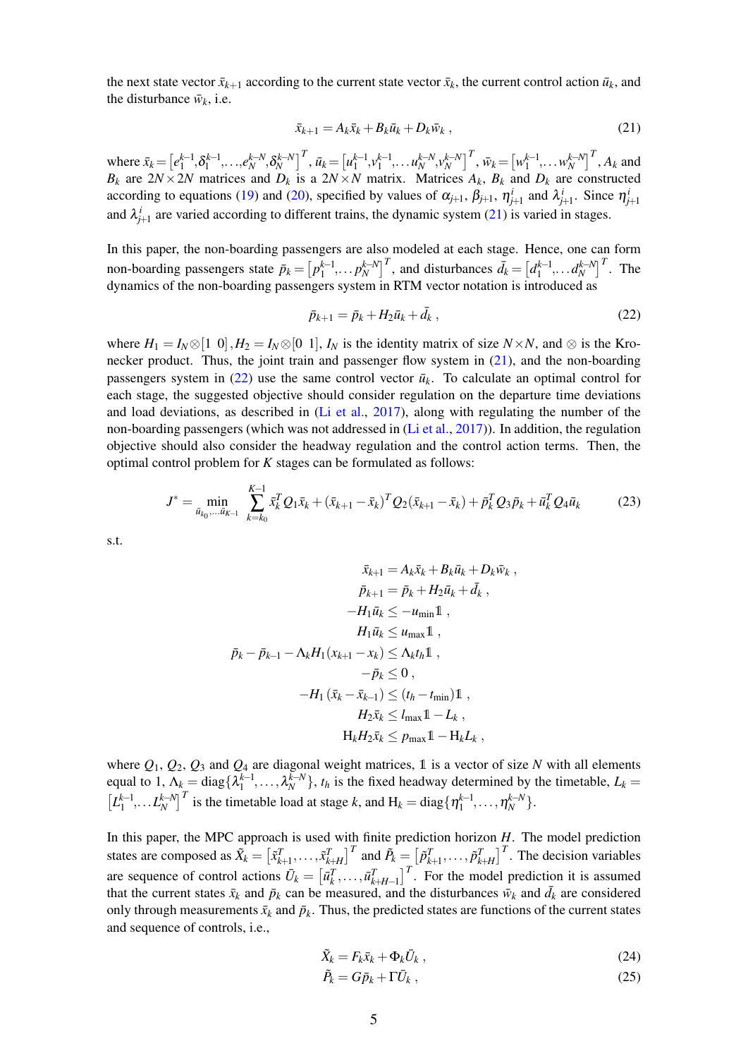the next state vector $\bar{x}_{k+1}$ according to the current state vector $\bar{x}_k$, the current control action $\bar{u}_k$, and the disturbance $\bar{w}_k$, i.e.

$$\bar{x}_{k+1} = A_k\bar{x}_k + B_k\bar{u}_k + D_k\bar{w}_k \ , \tag{21}$$

where $\bar{x}_k = \left[e_1^{k-1}, \delta_1^{k-1}, \ldots, e_N^{k-N}, \delta_N^{k-N}\right]^T$, $\bar{u}_k = \left[u_1^{k-1}, v_1^{k-1}, \ldots u_N^{k-N}, v_N^{k-N}\right]^T$, $\bar{w}_k = \left[w_1^{k-1}, \ldots w_N^{k-N}\right]^T$, $A_k$ and $B_k$ are $2N \times 2N$ matrices and $D_k$ is a $2N \times N$ matrix. Matrices $A_k$, $B_k$ and $D_k$ are constructed according to equations (19) and (20), specified by values of $\alpha_{j+1}$, $\beta_{j+1}$, $\eta_{j+1}^i$ and $\lambda_{j+1}^i$. Since $\eta_{j+1}^i$ and $\lambda_{j+1}^i$ are varied according to different trains, the dynamic system (21) is varied in stages.

In this paper, the non-boarding passengers are also modeled at each stage. Hence, one can form non-boarding passengers state $\bar{p}_k = \left[p_1^{k-1}, \ldots p_N^{k-N}\right]^T$, and disturbances $\bar{d}_k = \left[d_1^{k-1}, \ldots d_N^{k-N}\right]^T$. The dynamics of the non-boarding passengers system in RTM vector notation is introduced as

$$\bar{p}_{k+1} = \bar{p}_k + H_2\bar{u}_k + \bar{d}_k \ , \tag{22}$$

where $H_1 = I_N \otimes [1 \ 0]$, $H_2 = I_N \otimes [0 \ 1]$, $I_N$ is the identity matrix of size $N \times N$, and $\otimes$ is the Kronecker product. Thus, the joint train and passenger flow system in (21), and the non-boarding passengers system in (22) use the same control vector $\bar{u}_k$. To calculate an optimal control for each stage, the suggested objective should consider regulation on the departure time deviations and load deviations, as described in (Li et al., 2017), along with regulating the number of the non-boarding passengers (which was not addressed in (Li et al., 2017)). In addition, the regulation objective should also consider the headway regulation and the control action terms. Then, the optimal control problem for $K$ stages can be formulated as follows:

$$J^* = \min_{\bar{u}_{k_0}, \ldots \bar{u}_{K-1}} \sum_{k=k_0}^{K-1} \bar{x}_k^T Q_1 \bar{x}_k + (\bar{x}_{k+1} - \bar{x}_k)^T Q_2 (\bar{x}_{k+1} - \bar{x}_k) + \bar{p}_k^T Q_3 \bar{p}_k + \bar{u}_k^T Q_4 \bar{u}_k \tag{23}$$

s.t.

$$
\begin{aligned}
\bar{x}_{k+1} &= A_k\bar{x}_k + B_k\bar{u}_k + D_k\bar{w}_k \ , \\
\bar{p}_{k+1} &= \bar{p}_k + H_2\bar{u}_k + \bar{d}_k \ , \\
-H_1\bar{u}_k &\le -u_{\min}\mathbb{1} \ , \\
H_1\bar{u}_k &\le u_{\max}\mathbb{1} \ , \\
\bar{p}_k - \bar{p}_{k-1} - \Lambda_k H_1(x_{k+1} - x_k) &\le \Lambda_k t_h \mathbb{1} \ , \\
-\bar{p}_k &\le 0 \ , \\
-H_1\left(\bar{x}_k - \bar{x}_{k-1}\right) &\le (t_h - t_{\min})\mathbb{1} \ , \\
H_2\bar{x}_k &\le l_{\max}\mathbb{1} - L_k \ , \\
\mathrm{H}_k H_2\bar{x}_k &\le p_{\max}\mathbb{1} - \mathrm{H}_k L_k \ ,
\end{aligned}
$$

where $Q_1$, $Q_2$, $Q_3$ and $Q_4$ are diagonal weight matrices, $\mathbb{1}$ is a vector of size $N$ with all elements equal to 1, $\Lambda_k = \mathrm{diag}\{\lambda_1^{k-1}, \ldots, \lambda_N^{k-N}\}$, $t_h$ is the fixed headway determined by the timetable, $L_k = \left[L_1^{k-1}, \ldots L_N^{k-N}\right]^T$ is the timetable load at stage $k$, and $\mathrm{H}_k = \mathrm{diag}\{\eta_1^{k-1}, \ldots, \eta_N^{k-N}\}$.

In this paper, the MPC approach is used with finite prediction horizon $H$. The model prediction states are composed as $\tilde{X}_k = \left[\tilde{x}_{k+1}^T, \ldots, \tilde{x}_{k+H}^T\right]^T$ and $\tilde{P}_k = \left[\tilde{p}_{k+1}^T, \ldots, \tilde{p}_{k+H}^T\right]^T$. The decision variables are sequence of control actions $\bar{U}_k = \left[\bar{u}_k^T, \ldots, \bar{u}_{k+H-1}^T\right]^T$. For the model prediction it is assumed that the current states $\bar{x}_k$ and $\bar{p}_k$ can be measured, and the disturbances $\bar{w}_k$ and $\bar{d}_k$ are considered only through measurements $\bar{x}_k$ and $\bar{p}_k$. Thus, the predicted states are functions of the current states and sequence of controls, i.e.,

$$\tilde{X}_k = F_k\bar{x}_k + \Phi_k\bar{U}_k \ , \tag{24}$$

$$\tilde{P}_k = G\bar{p}_k + \Gamma\bar{U}_k \ , \tag{25}$$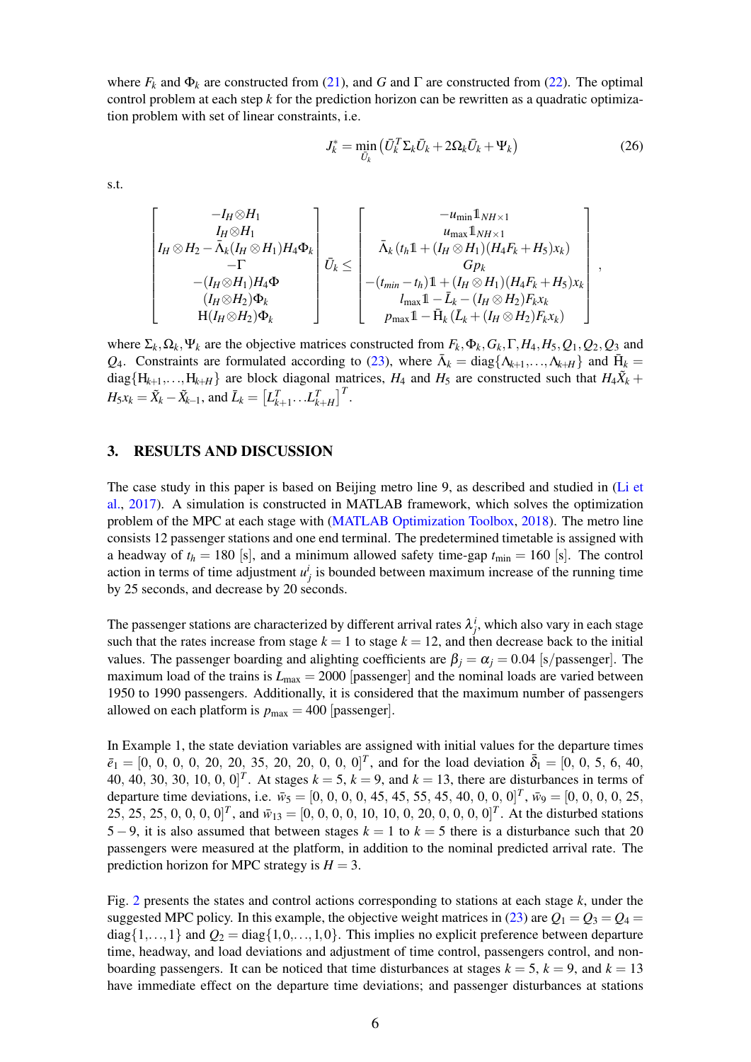where $F_k$ and $\Phi_k$ are constructed from (21), and $G$ and $\Gamma$ are constructed from (22). The optimal control problem at each step $k$ for the prediction horizon can be rewritten as a quadratic optimization problem with set of linear constraints, i.e.

$$J_k^* = \min_{\bar{U}_k} \left( \bar{U}_k^T \Sigma_k \bar{U}_k + 2\Omega_k \bar{U}_k + \Psi_k \right) \tag{26}$$

s.t.

$$\begin{bmatrix} -I_H \otimes H_1 \\ I_H \otimes H_1 \\ I_H \otimes H_2 - \bar{\Lambda}_k (I_H \otimes H_1) H_4 \Phi_k \\ -\Gamma \\ -(I_H \otimes H_1) H_4 \Phi \\ (I_H \otimes H_2) \Phi_k \\ \mathrm{H}(I_H \otimes H_2) \Phi_k \end{bmatrix} \bar{U}_k \leq \begin{bmatrix} -u_{\min} \mathbb{1}_{NH\times 1} \\ u_{\max} \mathbb{1}_{NH\times 1} \\ \bar{\Lambda}_k (t_h \mathbb{1} + (I_H \otimes H_1)(H_4 F_k + H_5) x_k) \\ G p_k \\ -(t_{min} - t_h)\mathbb{1} + (I_H \otimes H_1)(H_4 F_k + H_5) x_k \\ l_{\max} \mathbb{1} - \bar{L}_k - (I_H \otimes H_2) F_k x_k \\ p_{\max} \mathbb{1} - \bar{\mathrm{H}}_k (\bar{L}_k + (I_H \otimes H_2) F_k x_k) \end{bmatrix},$$

where $\Sigma_k, \Omega_k, \Psi_k$ are the objective matrices constructed from $F_k, \Phi_k, G_k, \Gamma, H_4, H_5, Q_1, Q_2, Q_3$ and $Q_4$. Constraints are formulated according to (23), where $\bar{\Lambda}_k = \mathrm{diag}\{\Lambda_{k+1}, \ldots, \Lambda_{k+H}\}$ and $\bar{\mathrm{H}}_k = \mathrm{diag}\{\mathrm{H}_{k+1}, \ldots, \mathrm{H}_{k+H}\}$ are block diagonal matrices, $H_4$ and $H_5$ are constructed such that $H_4 \tilde{X}_k + H_5 x_k = \tilde{X}_k - \tilde{X}_{k-1}$, and $\bar{L}_k = \left[ L_{k+1}^T \ldots L_{k+H}^T \right]^T$.

## 3. RESULTS AND DISCUSSION

The case study in this paper is based on Beijing metro line 9, as described and studied in (Li et al., 2017). A simulation is constructed in MATLAB framework, which solves the optimization problem of the MPC at each stage with (MATLAB Optimization Toolbox, 2018). The metro line consists 12 passenger stations and one end terminal. The predetermined timetable is assigned with a headway of $t_h = 180$ [s], and a minimum allowed safety time-gap $t_{\min} = 160$ [s]. The control action in terms of time adjustment $u_j^i$ is bounded between maximum increase of the running time by 25 seconds, and decrease by 20 seconds.

The passenger stations are characterized by different arrival rates $\lambda_j^i$, which also vary in each stage such that the rates increase from stage $k = 1$ to stage $k = 12$, and then decrease back to the initial values. The passenger boarding and alighting coefficients are $\beta_j = \alpha_j = 0.04$ [s/passenger]. The maximum load of the trains is $L_{\max} = 2000$ [passenger] and the nominal loads are varied between 1950 to 1990 passengers. Additionally, it is considered that the maximum number of passengers allowed on each platform is $p_{\max} = 400$ [passenger].

In Example 1, the state deviation variables are assigned with initial values for the departure times $\bar{e}_1 = [0,\ 0,\ 0,\ 0,\ 20,\ 20,\ 35,\ 20,\ 20,\ 0,\ 0,\ 0]^T$, and for the load deviation $\bar{\delta}_1 = [0,\ 0,\ 5,\ 6,\ 40,\ 40,\ 40,\ 30,\ 30,\ 10,\ 0,\ 0]^T$. At stages $k = 5$, $k = 9$, and $k = 13$, there are disturbances in terms of departure time deviations, i.e. $\bar{w}_5 = [0,\ 0,\ 0,\ 0,\ 45,\ 45,\ 55,\ 45,\ 40,\ 0,\ 0,\ 0]^T$, $\bar{w}_9 = [0,\ 0,\ 0,\ 0,\ 25,\ 25,\ 25,\ 25,\ 0,\ 0,\ 0,\ 0]^T$, and $\bar{w}_{13} = [0,\ 0,\ 0,\ 0,\ 10,\ 10,\ 0,\ 20,\ 0,\ 0,\ 0,\ 0]^T$. At the disturbed stations $5-9$, it is also assumed that between stages $k = 1$ to $k = 5$ there is a disturbance such that 20 passengers were measured at the platform, in addition to the nominal predicted arrival rate. The prediction horizon for MPC strategy is $H = 3$.

Fig. 2 presents the states and control actions corresponding to stations at each stage $k$, under the suggested MPC policy. In this example, the objective weight matrices in (23) are $Q_1 = Q_3 = Q_4 = \mathrm{diag}\{1, \ldots, 1\}$ and $Q_2 = \mathrm{diag}\{1, 0, \ldots, 1, 0\}$. This implies no explicit preference between departure time, headway, and load deviations and adjustment of time control, passengers control, and non-boarding passengers. It can be noticed that time disturbances at stages $k = 5$, $k = 9$, and $k = 13$ have immediate effect on the departure time deviations; and passenger disturbances at stations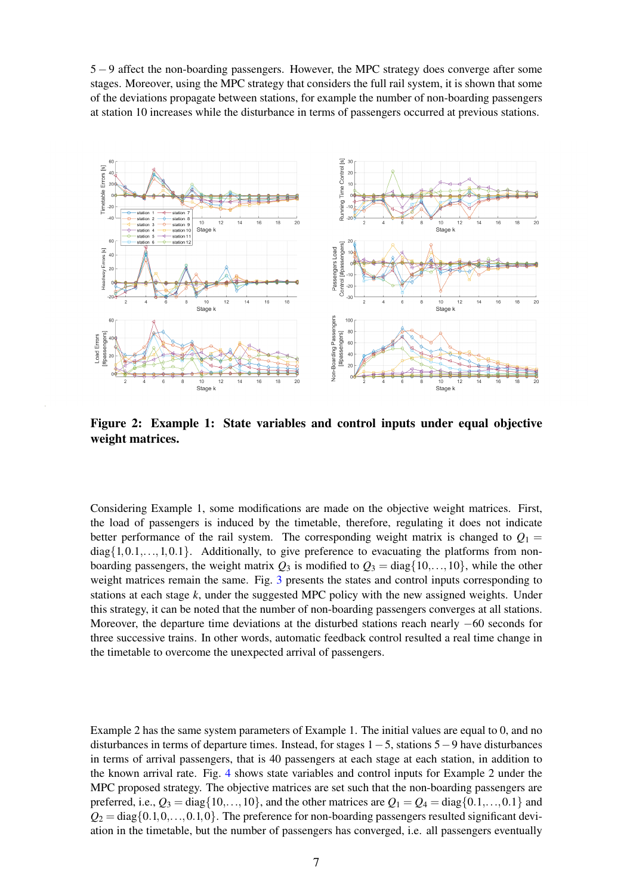5 − 9 affect the non-boarding passengers. However, the MPC strategy does converge after some stages. Moreover, using the MPC strategy that considers the full rail system, it is shown that some of the deviations propagate between stations, for example the number of non-boarding passengers at station 10 increases while the disturbance in terms of passengers occurred at previous stations.

**Figure 2: Example 1: State variables and control inputs under equal objective weight matrices.**

Considering Example 1, some modifications are made on the objective weight matrices. First, the load of passengers is induced by the timetable, therefore, regulating it does not indicate better performance of the rail system. The corresponding weight matrix is changed to $Q_1 = \text{diag}\{1, 0.1, \ldots, 1, 0.1\}$. Additionally, to give preference to evacuating the platforms from non-boarding passengers, the weight matrix $Q_3$ is modified to $Q_3 = \text{diag}\{10, \ldots, 10\}$, while the other weight matrices remain the same. Fig. 3 presents the states and control inputs corresponding to stations at each stage $k$, under the suggested MPC policy with the new assigned weights. Under this strategy, it can be noted that the number of non-boarding passengers converges at all stations. Moreover, the departure time deviations at the disturbed stations reach nearly −60 seconds for three successive trains. In other words, automatic feedback control resulted a real time change in the timetable to overcome the unexpected arrival of passengers.

Example 2 has the same system parameters of Example 1. The initial values are equal to 0, and no disturbances in terms of departure times. Instead, for stages 1 − 5, stations 5 − 9 have disturbances in terms of arrival passengers, that is 40 passengers at each stage at each station, in addition to the known arrival rate. Fig. 4 shows state variables and control inputs for Example 2 under the MPC proposed strategy. The objective matrices are set such that the non-boarding passengers are preferred, i.e., $Q_3 = \text{diag}\{10, \ldots, 10\}$, and the other matrices are $Q_1 = Q_4 = \text{diag}\{0.1, \ldots, 0.1\}$ and $Q_2 = \text{diag}\{0.1, 0, \ldots, 0.1, 0\}$. The preference for non-boarding passengers resulted significant deviation in the timetable, but the number of passengers has converged, i.e. all passengers eventually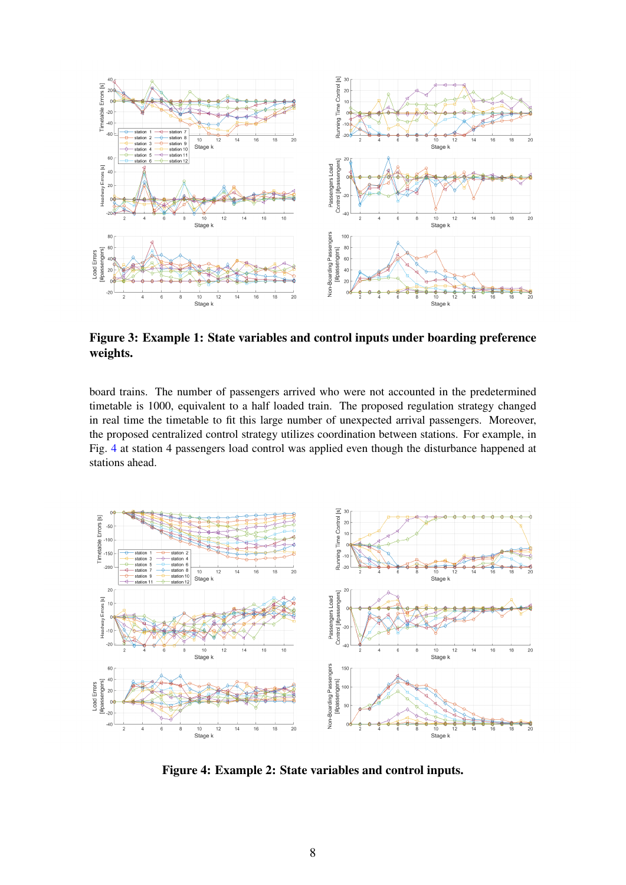**Figure 3: Example 1: State variables and control inputs under boarding preference weights.**

board trains. The number of passengers arrived who were not accounted in the predetermined timetable is 1000, equivalent to a half loaded train. The proposed regulation strategy changed in real time the timetable to fit this large number of unexpected arrival passengers. Moreover, the proposed centralized control strategy utilizes coordination between stations. For example, in Fig. 4 at station 4 passengers load control was applied even though the disturbance happened at stations ahead.

**Figure 4: Example 2: State variables and control inputs.**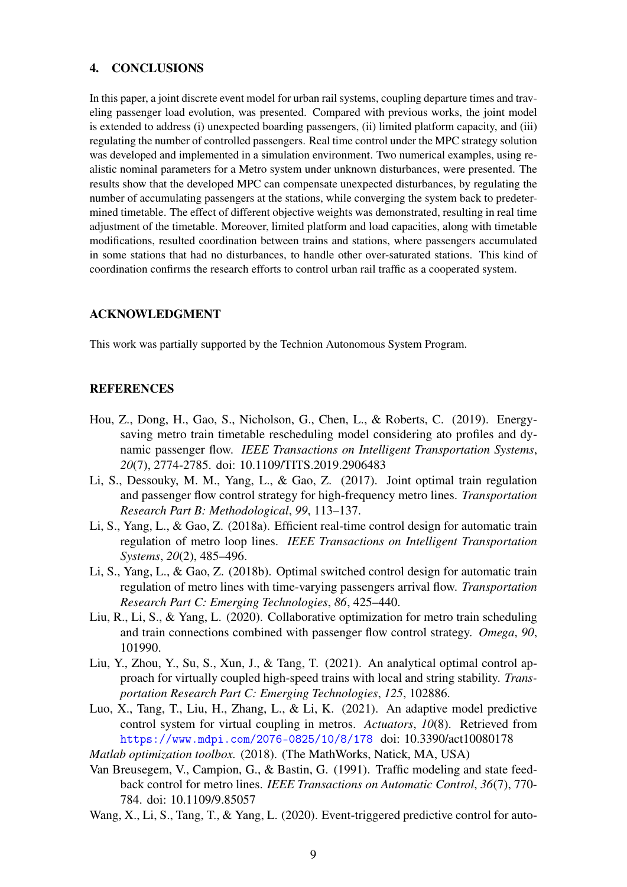## 4. CONCLUSIONS

In this paper, a joint discrete event model for urban rail systems, coupling departure times and traveling passenger load evolution, was presented. Compared with previous works, the joint model is extended to address (i) unexpected boarding passengers, (ii) limited platform capacity, and (iii) regulating the number of controlled passengers. Real time control under the MPC strategy solution was developed and implemented in a simulation environment. Two numerical examples, using realistic nominal parameters for a Metro system under unknown disturbances, were presented. The results show that the developed MPC can compensate unexpected disturbances, by regulating the number of accumulating passengers at the stations, while converging the system back to predetermined timetable. The effect of different objective weights was demonstrated, resulting in real time adjustment of the timetable. Moreover, limited platform and load capacities, along with timetable modifications, resulted coordination between trains and stations, where passengers accumulated in some stations that had no disturbances, to handle other over-saturated stations. This kind of coordination confirms the research efforts to control urban rail traffic as a cooperated system.

## ACKNOWLEDGMENT

This work was partially supported by the Technion Autonomous System Program.

## REFERENCES

Hou, Z., Dong, H., Gao, S., Nicholson, G., Chen, L., & Roberts, C. (2019). Energy-saving metro train timetable rescheduling model considering ato profiles and dynamic passenger flow. *IEEE Transactions on Intelligent Transportation Systems*, *20*(7), 2774-2785. doi: 10.1109/TITS.2019.2906483

Li, S., Dessouky, M. M., Yang, L., & Gao, Z. (2017). Joint optimal train regulation and passenger flow control strategy for high-frequency metro lines. *Transportation Research Part B: Methodological*, *99*, 113–137.

Li, S., Yang, L., & Gao, Z. (2018a). Efficient real-time control design for automatic train regulation of metro loop lines. *IEEE Transactions on Intelligent Transportation Systems*, *20*(2), 485–496.

Li, S., Yang, L., & Gao, Z. (2018b). Optimal switched control design for automatic train regulation of metro lines with time-varying passengers arrival flow. *Transportation Research Part C: Emerging Technologies*, *86*, 425–440.

Liu, R., Li, S., & Yang, L. (2020). Collaborative optimization for metro train scheduling and train connections combined with passenger flow control strategy. *Omega*, *90*, 101990.

Liu, Y., Zhou, Y., Su, S., Xun, J., & Tang, T. (2021). An analytical optimal control approach for virtually coupled high-speed trains with local and string stability. *Transportation Research Part C: Emerging Technologies*, *125*, 102886.

Luo, X., Tang, T., Liu, H., Zhang, L., & Li, K. (2021). An adaptive model predictive control system for virtual coupling in metros. *Actuators*, *10*(8). Retrieved from https://www.mdpi.com/2076-0825/10/8/178 doi: 10.3390/act10080178

*Matlab optimization toolbox.* (2018). (The MathWorks, Natick, MA, USA)

Van Breusegem, V., Campion, G., & Bastin, G. (1991). Traffic modeling and state feedback control for metro lines. *IEEE Transactions on Automatic Control*, *36*(7), 770-784. doi: 10.1109/9.85057

Wang, X., Li, S., Tang, T., & Yang, L. (2020). Event-triggered predictive control for auto-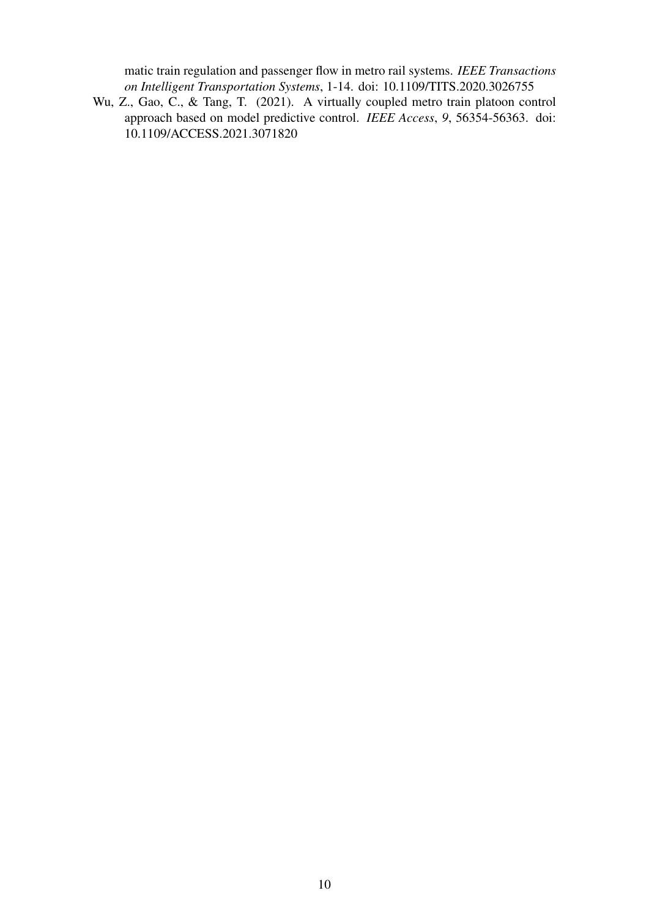matic train regulation and passenger flow in metro rail systems. *IEEE Transactions on Intelligent Transportation Systems*, 1-14. doi: 10.1109/TITS.2020.3026755

Wu, Z., Gao, C., & Tang, T. (2021). A virtually coupled metro train platoon control approach based on model predictive control. *IEEE Access*, *9*, 56354-56363. doi: 10.1109/ACCESS.2021.3071820